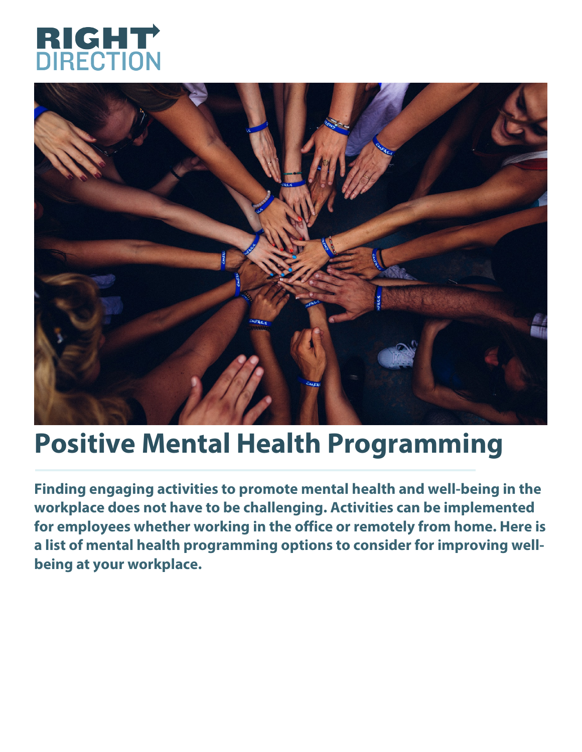RIGHT DIRECTION

# Positive Mental Health Programming

**Finding engaging activities to promote mental health and well-being in the workplace does not have to be challenging. Activities can be implemented for employees whether working in the office or remotely from home. Here is a list of mental health programming options to consider for improving well-being at your workplace.**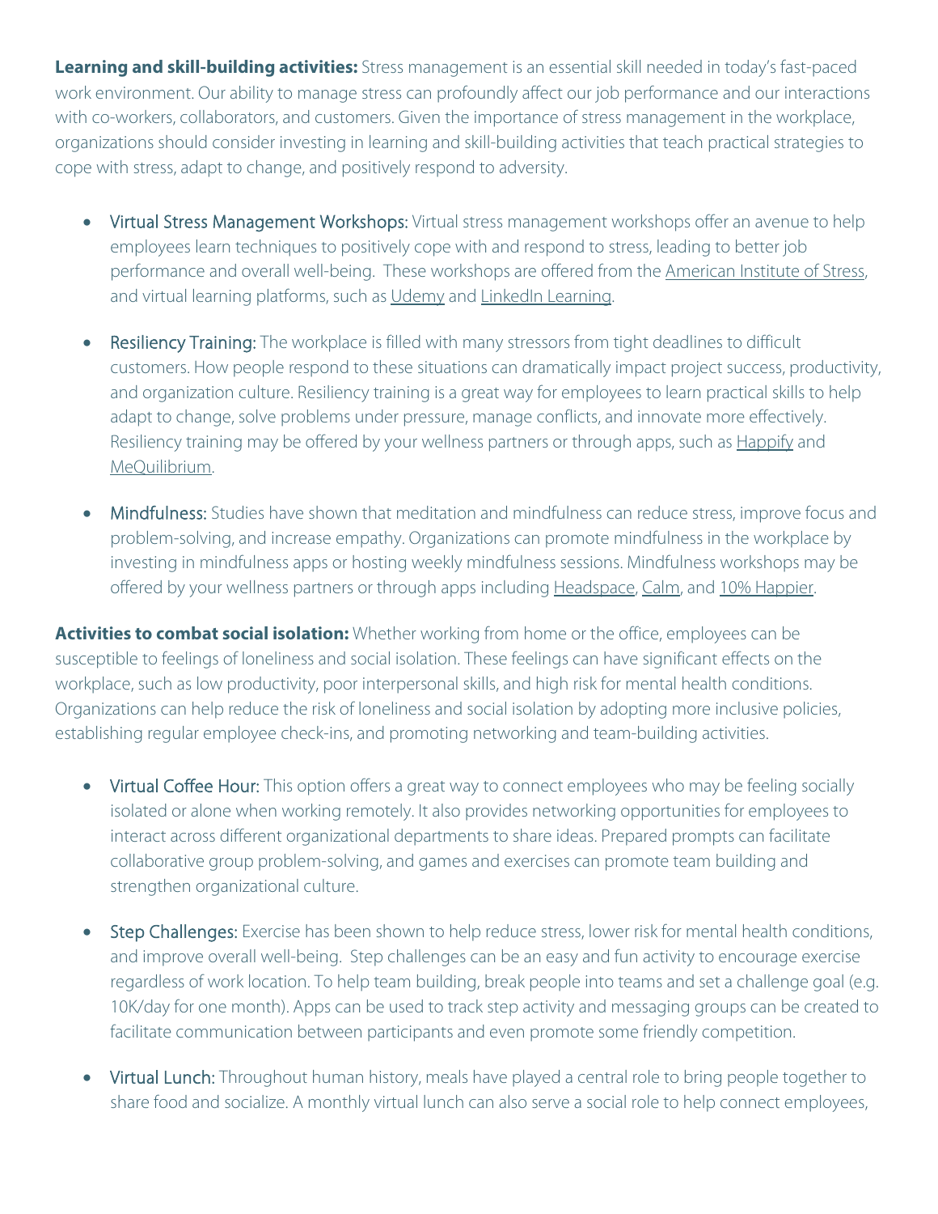**Learning and skill-building activities:** Stress management is an essential skill needed in today's fast-paced work environment. Our ability to manage stress can profoundly affect our job performance and our interactions with co-workers, collaborators, and customers. Given the importance of stress management in the workplace, organizations should consider investing in learning and skill-building activities that teach practical strategies to cope with stress, adapt to change, and positively respond to adversity.

- Virtual Stress Management Workshops: Virtual stress management workshops offer an avenue to help employees learn techniques to positively cope with and respond to stress, leading to better job performance and overall well-being. These workshops are offered from the American Institute of Stress, and virtual learning platforms, such as Udemy and LinkedIn Learning.

- Resiliency Training: The workplace is filled with many stressors from tight deadlines to difficult customers. How people respond to these situations can dramatically impact project success, productivity, and organization culture. Resiliency training is a great way for employees to learn practical skills to help adapt to change, solve problems under pressure, manage conflicts, and innovate more effectively. Resiliency training may be offered by your wellness partners or through apps, such as Happify and MeQuilibrium.

- Mindfulness: Studies have shown that meditation and mindfulness can reduce stress, improve focus and problem-solving, and increase empathy. Organizations can promote mindfulness in the workplace by investing in mindfulness apps or hosting weekly mindfulness sessions. Mindfulness workshops may be offered by your wellness partners or through apps including Headspace, Calm, and 10% Happier.

**Activities to combat social isolation:** Whether working from home or the office, employees can be susceptible to feelings of loneliness and social isolation. These feelings can have significant effects on the workplace, such as low productivity, poor interpersonal skills, and high risk for mental health conditions. Organizations can help reduce the risk of loneliness and social isolation by adopting more inclusive policies, establishing regular employee check-ins, and promoting networking and team-building activities.

- Virtual Coffee Hour: This option offers a great way to connect employees who may be feeling socially isolated or alone when working remotely. It also provides networking opportunities for employees to interact across different organizational departments to share ideas. Prepared prompts can facilitate collaborative group problem-solving, and games and exercises can promote team building and strengthen organizational culture.

- Step Challenges: Exercise has been shown to help reduce stress, lower risk for mental health conditions, and improve overall well-being. Step challenges can be an easy and fun activity to encourage exercise regardless of work location. To help team building, break people into teams and set a challenge goal (e.g. 10K/day for one month). Apps can be used to track step activity and messaging groups can be created to facilitate communication between participants and even promote some friendly competition.

- Virtual Lunch: Throughout human history, meals have played a central role to bring people together to share food and socialize. A monthly virtual lunch can also serve a social role to help connect employees,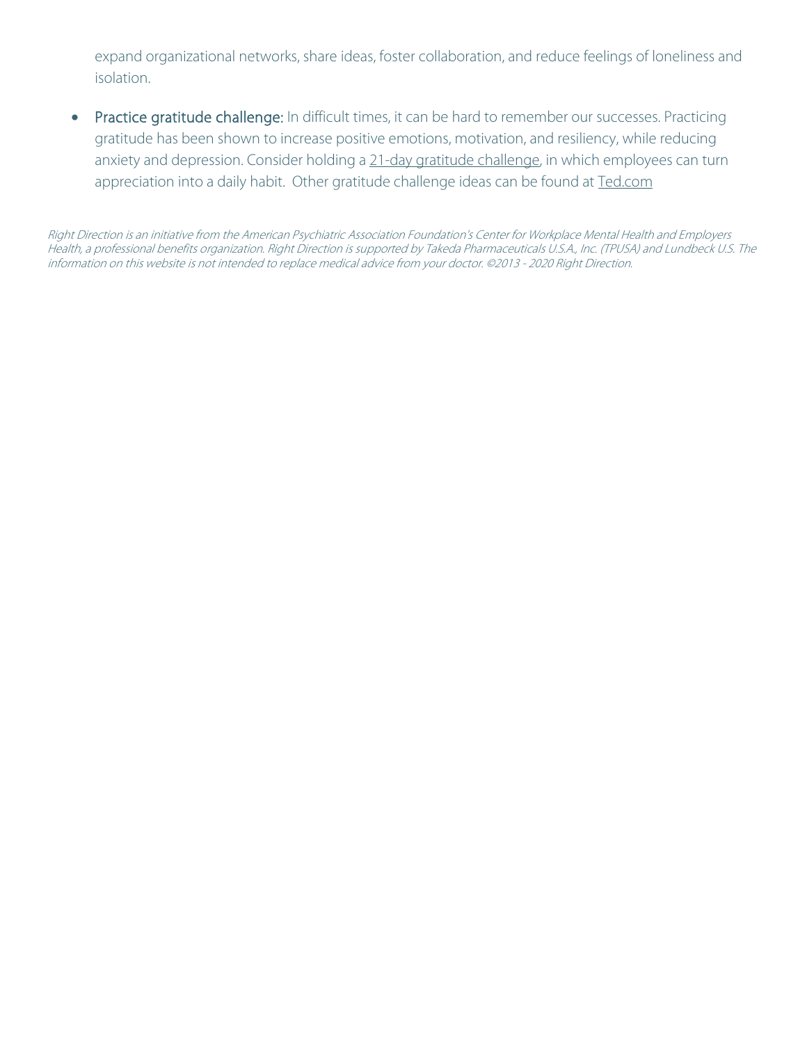expand organizational networks, share ideas, foster collaboration, and reduce feelings of loneliness and isolation.

- **Practice gratitude challenge:** In difficult times, it can be hard to remember our successes. Practicing gratitude has been shown to increase positive emotions, motivation, and resiliency, while reducing anxiety and depression. Consider holding a 21-day gratitude challenge, in which employees can turn appreciation into a daily habit. Other gratitude challenge ideas can be found at Ted.com

*Right Direction is an initiative from the American Psychiatric Association Foundation's Center for Workplace Mental Health and Employers Health, a professional benefits organization. Right Direction is supported by Takeda Pharmaceuticals U.S.A., Inc. (TPUSA) and Lundbeck U.S. The information on this website is not intended to replace medical advice from your doctor. ©2013 - 2020 Right Direction.*